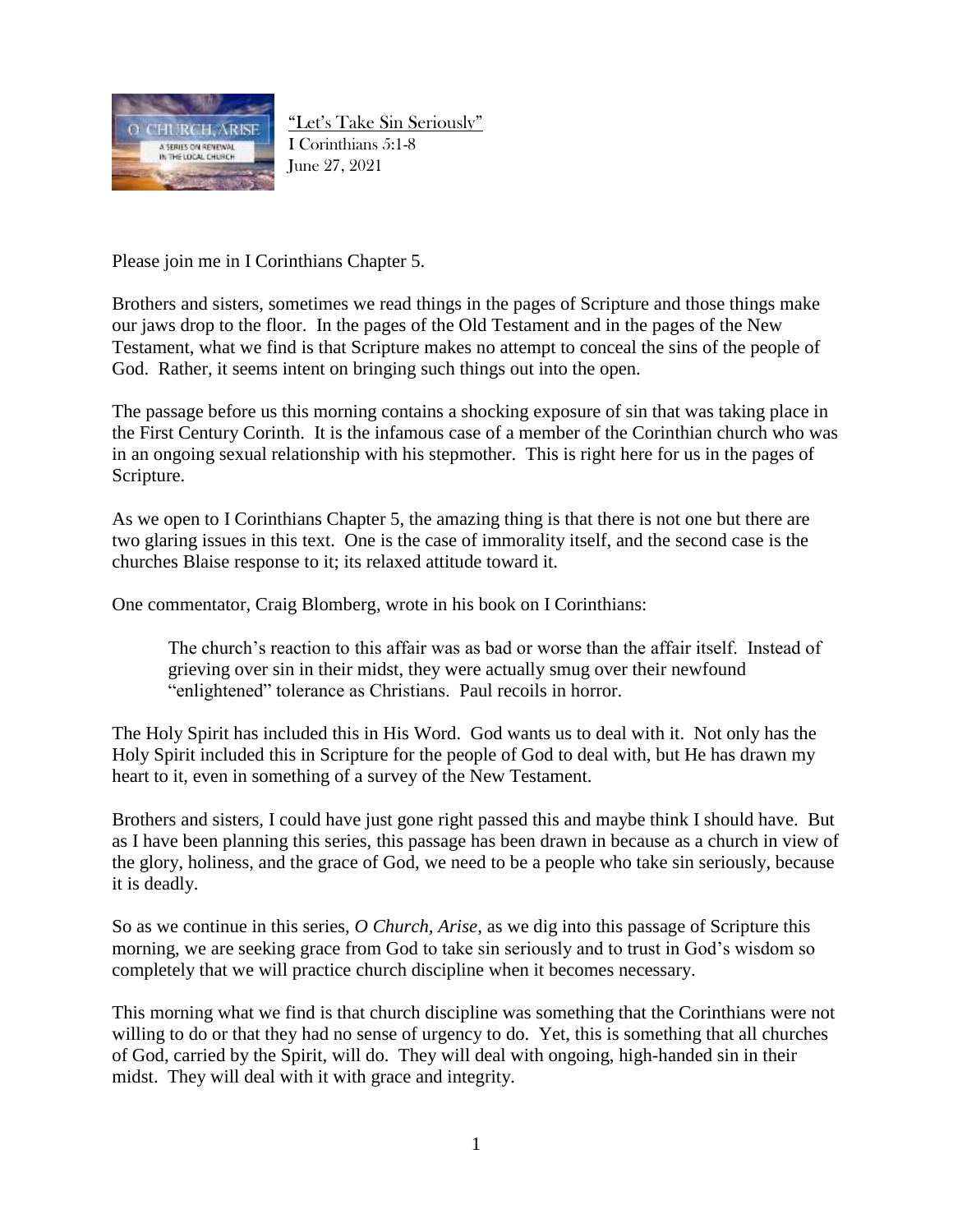"Let's Take Sin Seriously"
I Corinthians 5:1-8
June 27, 2021

Please join me in I Corinthians Chapter 5.

Brothers and sisters, sometimes we read things in the pages of Scripture and those things make our jaws drop to the floor. In the pages of the Old Testament and in the pages of the New Testament, what we find is that Scripture makes no attempt to conceal the sins of the people of God. Rather, it seems intent on bringing such things out into the open.

The passage before us this morning contains a shocking exposure of sin that was taking place in the First Century Corinth. It is the infamous case of a member of the Corinthian church who was in an ongoing sexual relationship with his stepmother. This is right here for us in the pages of Scripture.

As we open to I Corinthians Chapter 5, the amazing thing is that there is not one but there are two glaring issues in this text. One is the case of immorality itself, and the second case is the churches Blaise response to it; its relaxed attitude toward it.

One commentator, Craig Blomberg, wrote in his book on I Corinthians:

> The church's reaction to this affair was as bad or worse than the affair itself. Instead of grieving over sin in their midst, they were actually smug over their newfound "enlightened" tolerance as Christians. Paul recoils in horror.

The Holy Spirit has included this in His Word. God wants us to deal with it. Not only has the Holy Spirit included this in Scripture for the people of God to deal with, but He has drawn my heart to it, even in something of a survey of the New Testament.

Brothers and sisters, I could have just gone right passed this and maybe think I should have. But as I have been planning this series, this passage has been drawn in because as a church in view of the glory, holiness, and the grace of God, we need to be a people who take sin seriously, because it is deadly.

So as we continue in this series, *O Church, Arise*, as we dig into this passage of Scripture this morning, we are seeking grace from God to take sin seriously and to trust in God's wisdom so completely that we will practice church discipline when it becomes necessary.

This morning what we find is that church discipline was something that the Corinthians were not willing to do or that they had no sense of urgency to do. Yet, this is something that all churches of God, carried by the Spirit, will do. They will deal with ongoing, high-handed sin in their midst. They will deal with it with grace and integrity.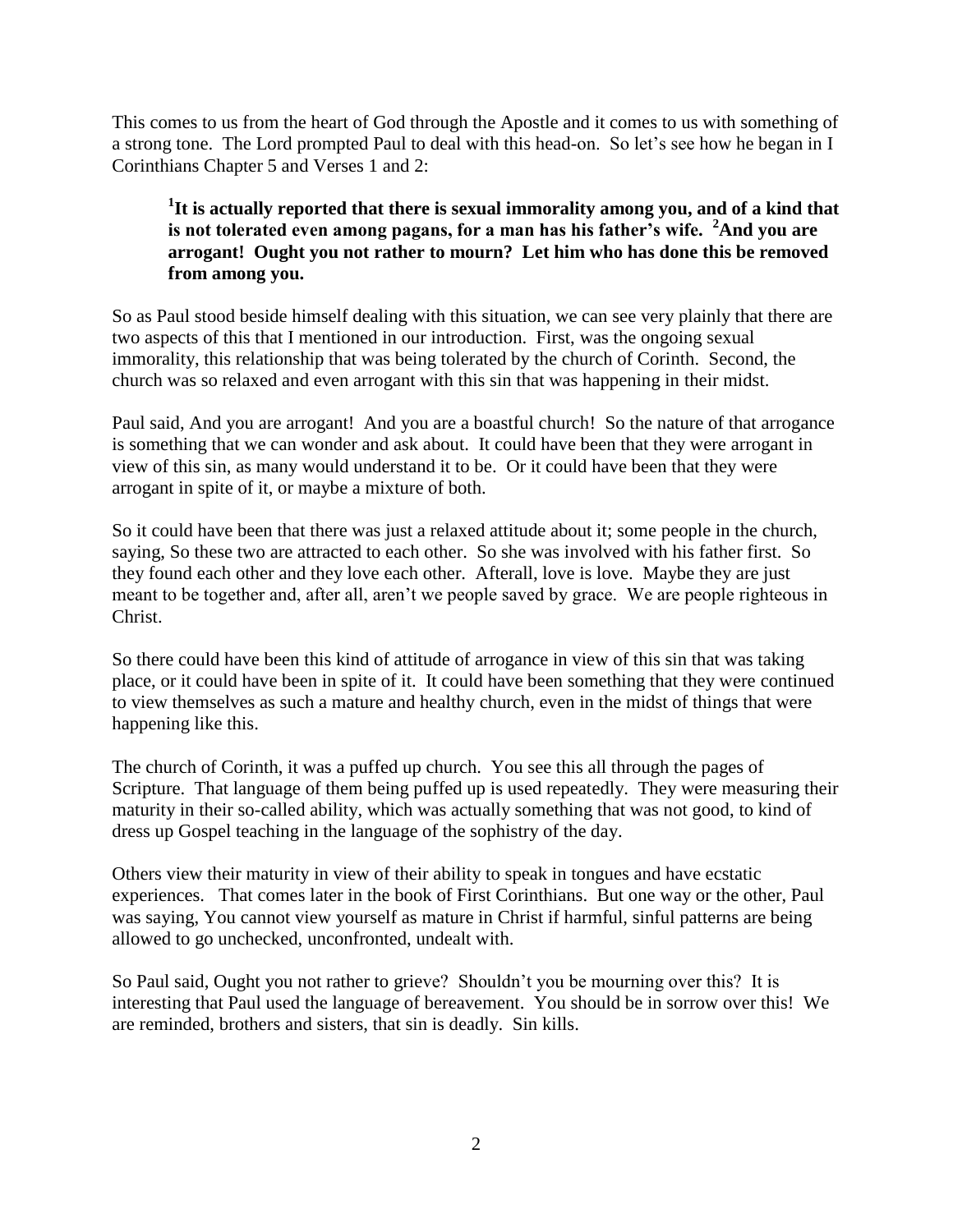This comes to us from the heart of God through the Apostle and it comes to us with something of a strong tone. The Lord prompted Paul to deal with this head-on. So let's see how he began in I Corinthians Chapter 5 and Verses 1 and 2:

> **[1]It is actually reported that there is sexual immorality among you, and of a kind that is not tolerated even among pagans, for a man has his father's wife. [2]And you are arrogant! Ought you not rather to mourn? Let him who has done this be removed from among you.**

So as Paul stood beside himself dealing with this situation, we can see very plainly that there are two aspects of this that I mentioned in our introduction. First, was the ongoing sexual immorality, this relationship that was being tolerated by the church of Corinth. Second, the church was so relaxed and even arrogant with this sin that was happening in their midst.

Paul said, And you are arrogant! And you are a boastful church! So the nature of that arrogance is something that we can wonder and ask about. It could have been that they were arrogant in view of this sin, as many would understand it to be. Or it could have been that they were arrogant in spite of it, or maybe a mixture of both.

So it could have been that there was just a relaxed attitude about it; some people in the church, saying, So these two are attracted to each other. So she was involved with his father first. So they found each other and they love each other. Afterall, love is love. Maybe they are just meant to be together and, after all, aren't we people saved by grace. We are people righteous in Christ.

So there could have been this kind of attitude of arrogance in view of this sin that was taking place, or it could have been in spite of it. It could have been something that they were continued to view themselves as such a mature and healthy church, even in the midst of things that were happening like this.

The church of Corinth, it was a puffed up church. You see this all through the pages of Scripture. That language of them being puffed up is used repeatedly. They were measuring their maturity in their so-called ability, which was actually something that was not good, to kind of dress up Gospel teaching in the language of the sophistry of the day.

Others view their maturity in view of their ability to speak in tongues and have ecstatic experiences. That comes later in the book of First Corinthians. But one way or the other, Paul was saying, You cannot view yourself as mature in Christ if harmful, sinful patterns are being allowed to go unchecked, unconfronted, undealt with.

So Paul said, Ought you not rather to grieve? Shouldn't you be mourning over this? It is interesting that Paul used the language of bereavement. You should be in sorrow over this! We are reminded, brothers and sisters, that sin is deadly. Sin kills.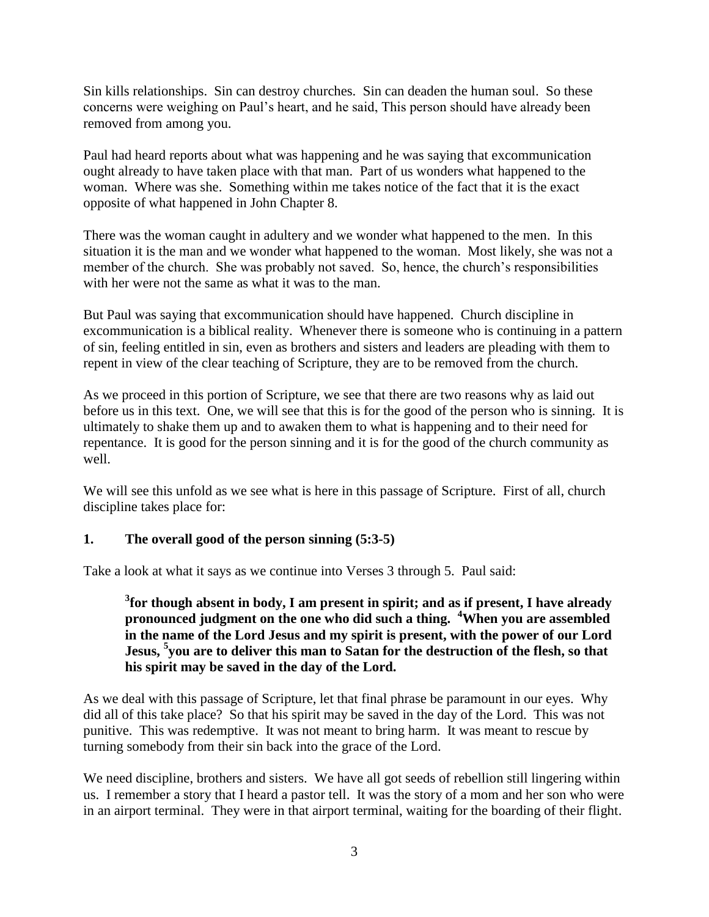Sin kills relationships. Sin can destroy churches. Sin can deaden the human soul. So these concerns were weighing on Paul's heart, and he said, This person should have already been removed from among you.

Paul had heard reports about what was happening and he was saying that excommunication ought already to have taken place with that man. Part of us wonders what happened to the woman. Where was she. Something within me takes notice of the fact that it is the exact opposite of what happened in John Chapter 8.

There was the woman caught in adultery and we wonder what happened to the men. In this situation it is the man and we wonder what happened to the woman. Most likely, she was not a member of the church. She was probably not saved. So, hence, the church's responsibilities with her were not the same as what it was to the man.

But Paul was saying that excommunication should have happened. Church discipline in excommunication is a biblical reality. Whenever there is someone who is continuing in a pattern of sin, feeling entitled in sin, even as brothers and sisters and leaders are pleading with them to repent in view of the clear teaching of Scripture, they are to be removed from the church.

As we proceed in this portion of Scripture, we see that there are two reasons why as laid out before us in this text. One, we will see that this is for the good of the person who is sinning. It is ultimately to shake them up and to awaken them to what is happening and to their need for repentance. It is good for the person sinning and it is for the good of the church community as well.

We will see this unfold as we see what is here in this passage of Scripture. First of all, church discipline takes place for:

**1. The overall good of the person sinning (5:3-5)**

Take a look at what it says as we continue into Verses 3 through 5. Paul said:

> **[3]for though absent in body, I am present in spirit; and as if present, I have already pronounced judgment on the one who did such a thing. [4]When you are assembled in the name of the Lord Jesus and my spirit is present, with the power of our Lord Jesus, [5]you are to deliver this man to Satan for the destruction of the flesh, so that his spirit may be saved in the day of the Lord.**

As we deal with this passage of Scripture, let that final phrase be paramount in our eyes. Why did all of this take place? So that his spirit may be saved in the day of the Lord. This was not punitive. This was redemptive. It was not meant to bring harm. It was meant to rescue by turning somebody from their sin back into the grace of the Lord.

We need discipline, brothers and sisters. We have all got seeds of rebellion still lingering within us. I remember a story that I heard a pastor tell. It was the story of a mom and her son who were in an airport terminal. They were in that airport terminal, waiting for the boarding of their flight.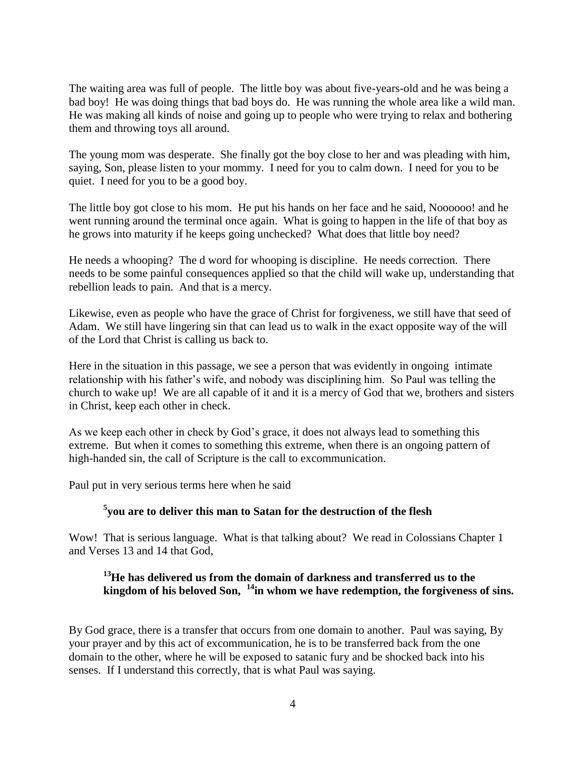The waiting area was full of people. The little boy was about five-years-old and he was being a bad boy! He was doing things that bad boys do. He was running the whole area like a wild man. He was making all kinds of noise and going up to people who were trying to relax and bothering them and throwing toys all around.

The young mom was desperate. She finally got the boy close to her and was pleading with him, saying, Son, please listen to your mommy. I need for you to calm down. I need for you to be quiet. I need for you to be a good boy.

The little boy got close to his mom. He put his hands on her face and he said, Noooooo! and he went running around the terminal once again. What is going to happen in the life of that boy as he grows into maturity if he keeps going unchecked? What does that little boy need?

He needs a whooping? The d word for whooping is discipline. He needs correction. There needs to be some painful consequences applied so that the child will wake up, understanding that rebellion leads to pain. And that is a mercy.

Likewise, even as people who have the grace of Christ for forgiveness, we still have that seed of Adam. We still have lingering sin that can lead us to walk in the exact opposite way of the will of the Lord that Christ is calling us back to.

Here in the situation in this passage, we see a person that was evidently in ongoing intimate relationship with his father's wife, and nobody was disciplining him. So Paul was telling the church to wake up! We are all capable of it and it is a mercy of God that we, brothers and sisters in Christ, keep each other in check.

As we keep each other in check by God's grace, it does not always lead to something this extreme. But when it comes to something this extreme, when there is an ongoing pattern of high-handed sin, the call of Scripture is the call to excommunication.

Paul put in very serious terms here when he said

> **[5]you are to deliver this man to Satan for the destruction of the flesh**

Wow! That is serious language. What is that talking about? We read in Colossians Chapter 1 and Verses 13 and 14 that God,

> **[13]He has delivered us from the domain of darkness and transferred us to the kingdom of his beloved Son, [14]in whom we have redemption, the forgiveness of sins.**

By God grace, there is a transfer that occurs from one domain to another. Paul was saying, By your prayer and by this act of excommunication, he is to be transferred back from the one domain to the other, where he will be exposed to satanic fury and be shocked back into his senses. If I understand this correctly, that is what Paul was saying.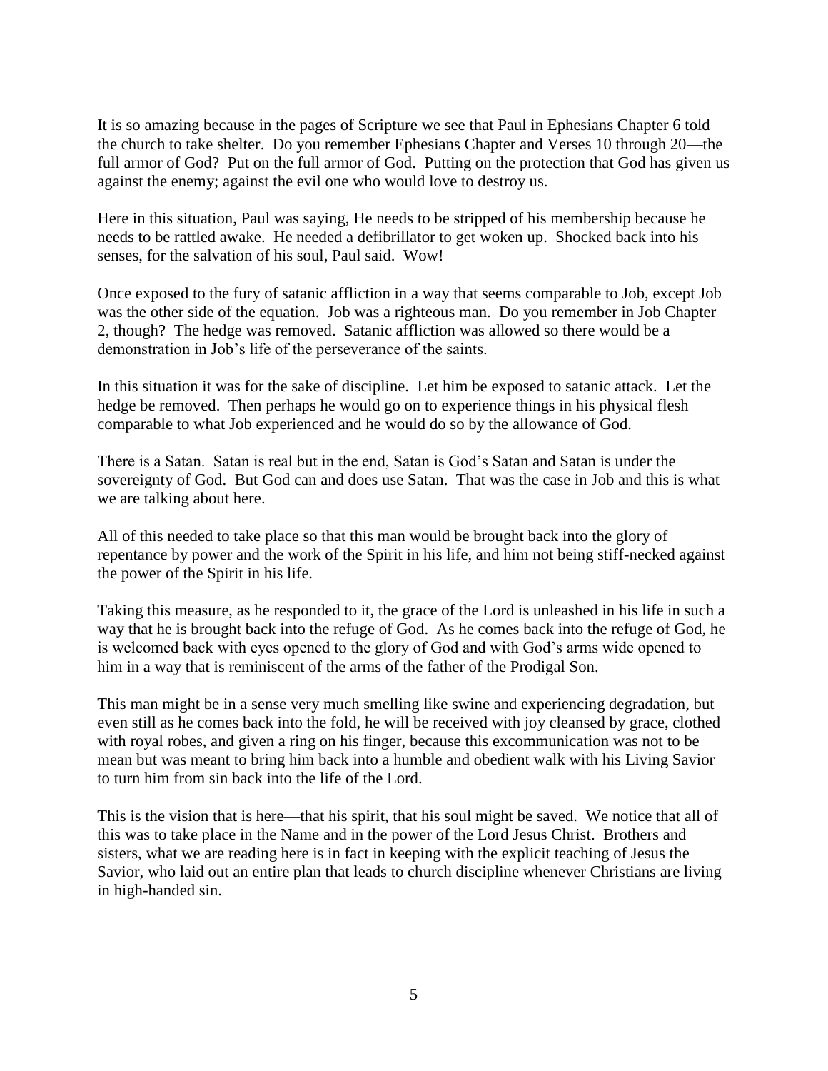It is so amazing because in the pages of Scripture we see that Paul in Ephesians Chapter 6 told the church to take shelter. Do you remember Ephesians Chapter and Verses 10 through 20—the full armor of God? Put on the full armor of God. Putting on the protection that God has given us against the enemy; against the evil one who would love to destroy us.

Here in this situation, Paul was saying, He needs to be stripped of his membership because he needs to be rattled awake. He needed a defibrillator to get woken up. Shocked back into his senses, for the salvation of his soul, Paul said. Wow!

Once exposed to the fury of satanic affliction in a way that seems comparable to Job, except Job was the other side of the equation. Job was a righteous man. Do you remember in Job Chapter 2, though? The hedge was removed. Satanic affliction was allowed so there would be a demonstration in Job's life of the perseverance of the saints.

In this situation it was for the sake of discipline. Let him be exposed to satanic attack. Let the hedge be removed. Then perhaps he would go on to experience things in his physical flesh comparable to what Job experienced and he would do so by the allowance of God.

There is a Satan. Satan is real but in the end, Satan is God's Satan and Satan is under the sovereignty of God. But God can and does use Satan. That was the case in Job and this is what we are talking about here.

All of this needed to take place so that this man would be brought back into the glory of repentance by power and the work of the Spirit in his life, and him not being stiff-necked against the power of the Spirit in his life.

Taking this measure, as he responded to it, the grace of the Lord is unleashed in his life in such a way that he is brought back into the refuge of God. As he comes back into the refuge of God, he is welcomed back with eyes opened to the glory of God and with God's arms wide opened to him in a way that is reminiscent of the arms of the father of the Prodigal Son.

This man might be in a sense very much smelling like swine and experiencing degradation, but even still as he comes back into the fold, he will be received with joy cleansed by grace, clothed with royal robes, and given a ring on his finger, because this excommunication was not to be mean but was meant to bring him back into a humble and obedient walk with his Living Savior to turn him from sin back into the life of the Lord.

This is the vision that is here—that his spirit, that his soul might be saved. We notice that all of this was to take place in the Name and in the power of the Lord Jesus Christ. Brothers and sisters, what we are reading here is in fact in keeping with the explicit teaching of Jesus the Savior, who laid out an entire plan that leads to church discipline whenever Christians are living in high-handed sin.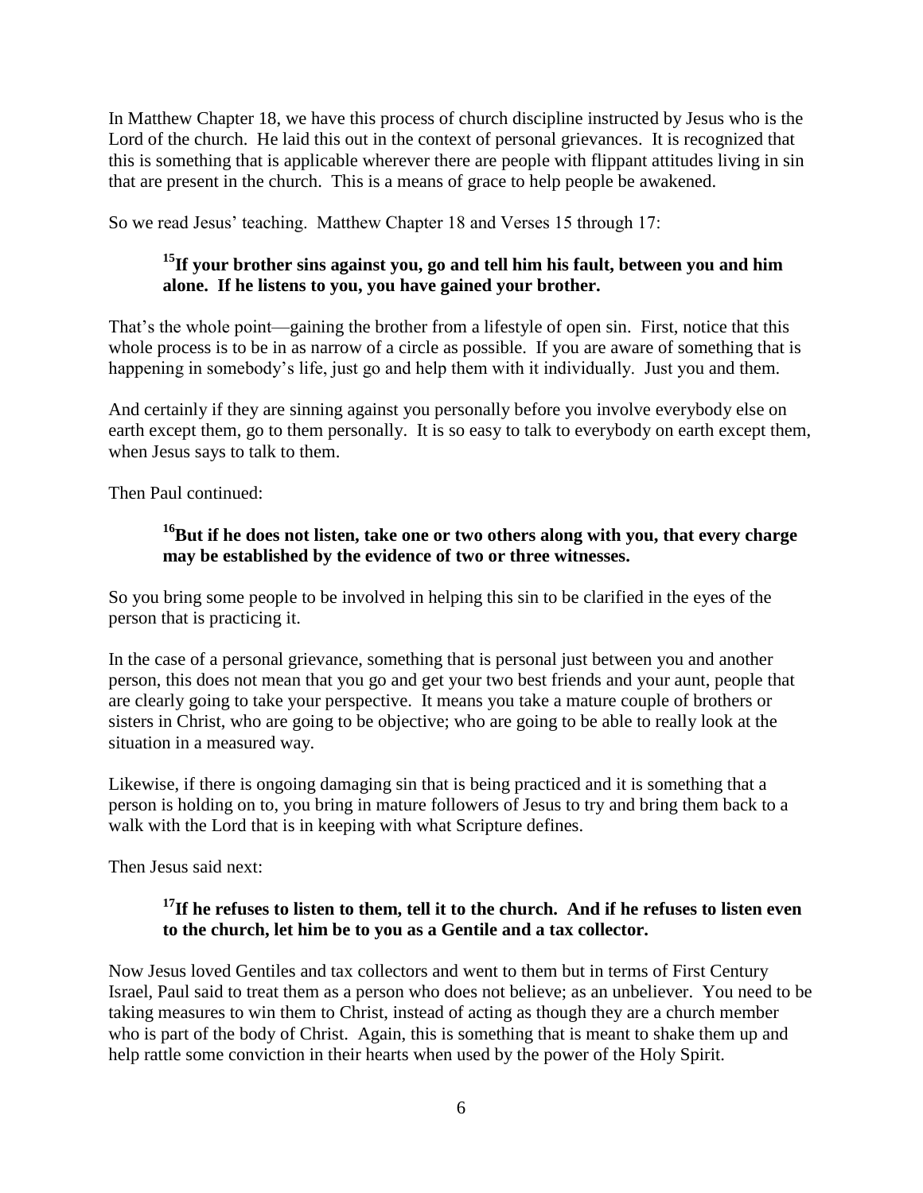In Matthew Chapter 18, we have this process of church discipline instructed by Jesus who is the Lord of the church. He laid this out in the context of personal grievances. It is recognized that this is something that is applicable wherever there are people with flippant attitudes living in sin that are present in the church. This is a means of grace to help people be awakened.

So we read Jesus' teaching. Matthew Chapter 18 and Verses 15 through 17:

> **[15]If your brother sins against you, go and tell him his fault, between you and him alone. If he listens to you, you have gained your brother.**

That's the whole point—gaining the brother from a lifestyle of open sin. First, notice that this whole process is to be in as narrow of a circle as possible. If you are aware of something that is happening in somebody's life, just go and help them with it individually. Just you and them.

And certainly if they are sinning against you personally before you involve everybody else on earth except them, go to them personally. It is so easy to talk to everybody on earth except them, when Jesus says to talk to them.

Then Paul continued:

> **[16]But if he does not listen, take one or two others along with you, that every charge may be established by the evidence of two or three witnesses.**

So you bring some people to be involved in helping this sin to be clarified in the eyes of the person that is practicing it.

In the case of a personal grievance, something that is personal just between you and another person, this does not mean that you go and get your two best friends and your aunt, people that are clearly going to take your perspective. It means you take a mature couple of brothers or sisters in Christ, who are going to be objective; who are going to be able to really look at the situation in a measured way.

Likewise, if there is ongoing damaging sin that is being practiced and it is something that a person is holding on to, you bring in mature followers of Jesus to try and bring them back to a walk with the Lord that is in keeping with what Scripture defines.

Then Jesus said next:

> **[17]If he refuses to listen to them, tell it to the church. And if he refuses to listen even to the church, let him be to you as a Gentile and a tax collector.**

Now Jesus loved Gentiles and tax collectors and went to them but in terms of First Century Israel, Paul said to treat them as a person who does not believe; as an unbeliever. You need to be taking measures to win them to Christ, instead of acting as though they are a church member who is part of the body of Christ. Again, this is something that is meant to shake them up and help rattle some conviction in their hearts when used by the power of the Holy Spirit.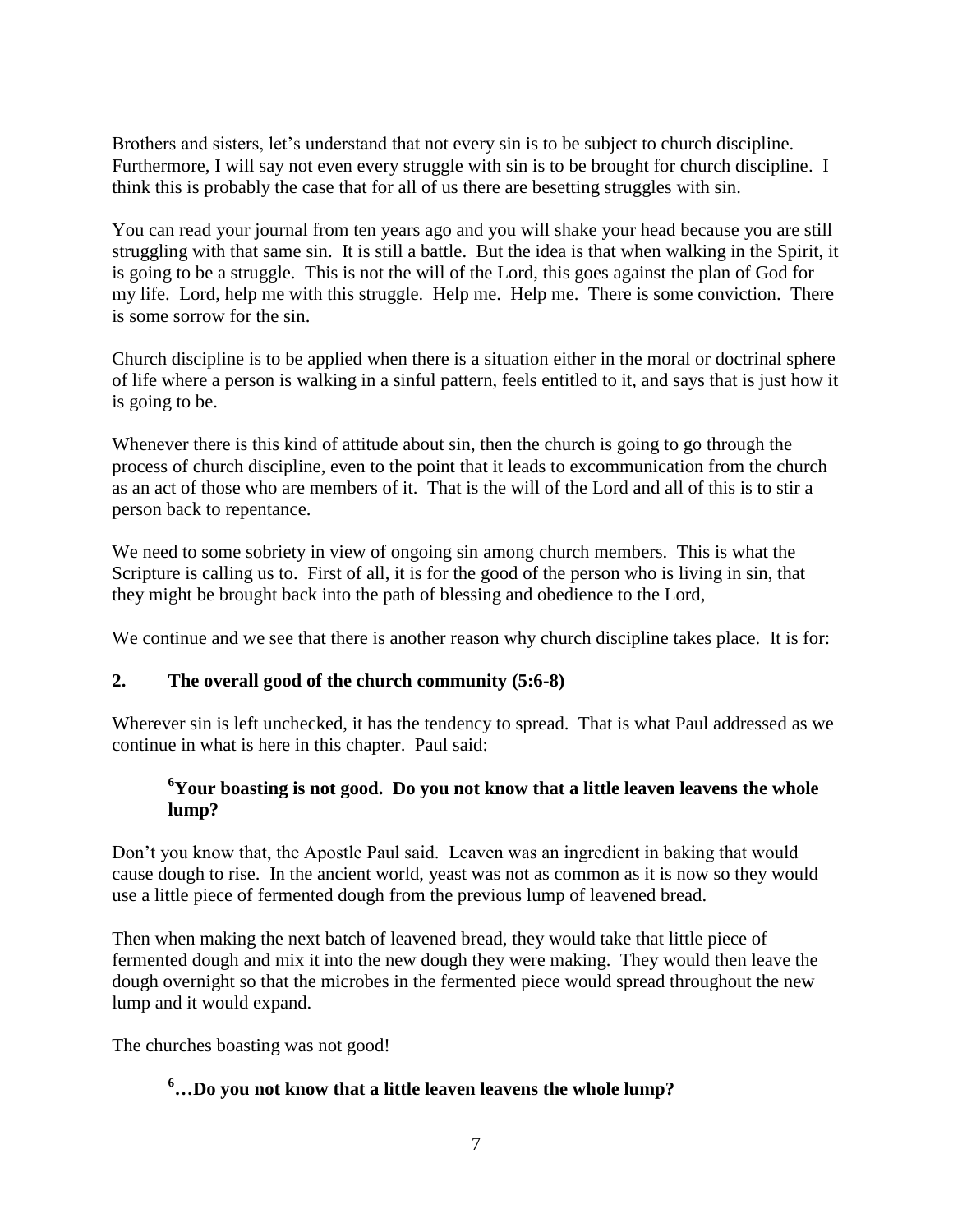Brothers and sisters, let's understand that not every sin is to be subject to church discipline. Furthermore, I will say not even every struggle with sin is to be brought for church discipline. I think this is probably the case that for all of us there are besetting struggles with sin.

You can read your journal from ten years ago and you will shake your head because you are still struggling with that same sin. It is still a battle. But the idea is that when walking in the Spirit, it is going to be a struggle. This is not the will of the Lord, this goes against the plan of God for my life. Lord, help me with this struggle. Help me. Help me. There is some conviction. There is some sorrow for the sin.

Church discipline is to be applied when there is a situation either in the moral or doctrinal sphere of life where a person is walking in a sinful pattern, feels entitled to it, and says that is just how it is going to be.

Whenever there is this kind of attitude about sin, then the church is going to go through the process of church discipline, even to the point that it leads to excommunication from the church as an act of those who are members of it. That is the will of the Lord and all of this is to stir a person back to repentance.

We need to some sobriety in view of ongoing sin among church members. This is what the Scripture is calling us to. First of all, it is for the good of the person who is living in sin, that they might be brought back into the path of blessing and obedience to the Lord,

We continue and we see that there is another reason why church discipline takes place. It is for:

**2. The overall good of the church community (5:6-8)**

Wherever sin is left unchecked, it has the tendency to spread. That is what Paul addressed as we continue in what is here in this chapter. Paul said:

> **[6]Your boasting is not good. Do you not know that a little leaven leavens the whole lump?**

Don't you know that, the Apostle Paul said. Leaven was an ingredient in baking that would cause dough to rise. In the ancient world, yeast was not as common as it is now so they would use a little piece of fermented dough from the previous lump of leavened bread.

Then when making the next batch of leavened bread, they would take that little piece of fermented dough and mix it into the new dough they were making. They would then leave the dough overnight so that the microbes in the fermented piece would spread throughout the new lump and it would expand.

The churches boasting was not good!

> **[6]…Do you not know that a little leaven leavens the whole lump?**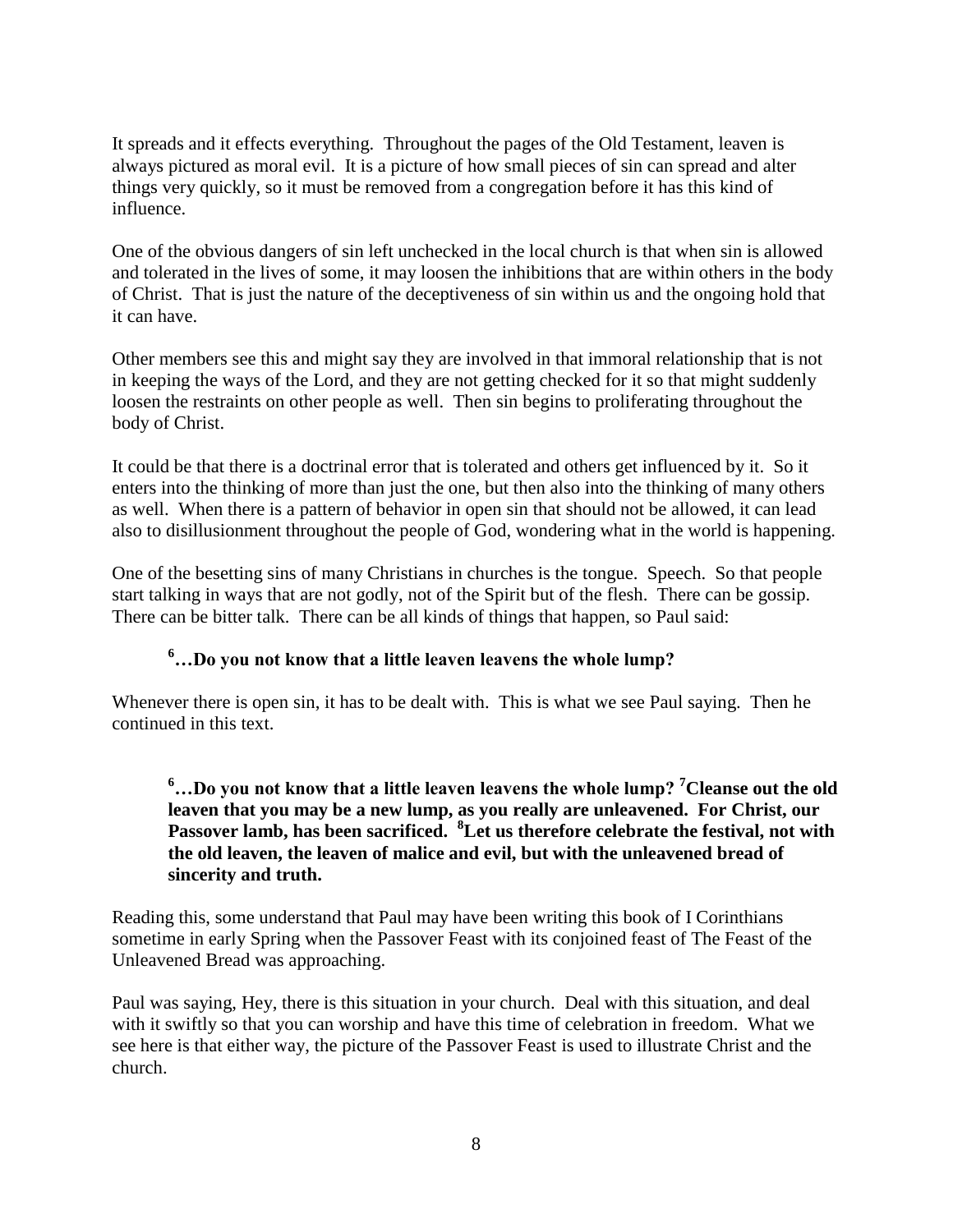It spreads and it effects everything. Throughout the pages of the Old Testament, leaven is always pictured as moral evil. It is a picture of how small pieces of sin can spread and alter things very quickly, so it must be removed from a congregation before it has this kind of influence.

One of the obvious dangers of sin left unchecked in the local church is that when sin is allowed and tolerated in the lives of some, it may loosen the inhibitions that are within others in the body of Christ. That is just the nature of the deceptiveness of sin within us and the ongoing hold that it can have.

Other members see this and might say they are involved in that immoral relationship that is not in keeping the ways of the Lord, and they are not getting checked for it so that might suddenly loosen the restraints on other people as well. Then sin begins to proliferating throughout the body of Christ.

It could be that there is a doctrinal error that is tolerated and others get influenced by it. So it enters into the thinking of more than just the one, but then also into the thinking of many others as well. When there is a pattern of behavior in open sin that should not be allowed, it can lead also to disillusionment throughout the people of God, wondering what in the world is happening.

One of the besetting sins of many Christians in churches is the tongue. Speech. So that people start talking in ways that are not godly, not of the Spirit but of the flesh. There can be gossip. There can be bitter talk. There can be all kinds of things that happen, so Paul said:

> **6…Do you not know that a little leaven leavens the whole lump?**

Whenever there is open sin, it has to be dealt with. This is what we see Paul saying. Then he continued in this text.

> **6…Do you not know that a little leaven leavens the whole lump? 7Cleanse out the old leaven that you may be a new lump, as you really are unleavened. For Christ, our Passover lamb, has been sacrificed. 8Let us therefore celebrate the festival, not with the old leaven, the leaven of malice and evil, but with the unleavened bread of sincerity and truth.**

Reading this, some understand that Paul may have been writing this book of I Corinthians sometime in early Spring when the Passover Feast with its conjoined feast of The Feast of the Unleavened Bread was approaching.

Paul was saying, Hey, there is this situation in your church. Deal with this situation, and deal with it swiftly so that you can worship and have this time of celebration in freedom. What we see here is that either way, the picture of the Passover Feast is used to illustrate Christ and the church.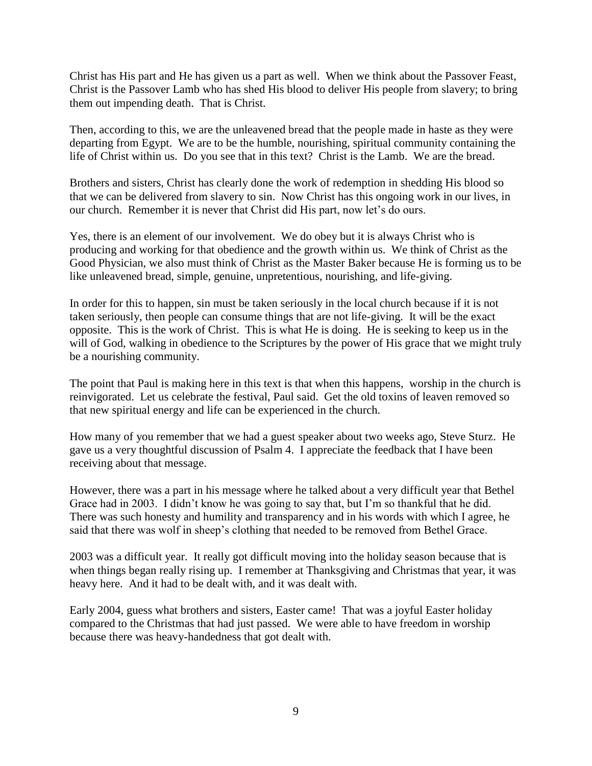Christ has His part and He has given us a part as well. When we think about the Passover Feast, Christ is the Passover Lamb who has shed His blood to deliver His people from slavery; to bring them out impending death. That is Christ.

Then, according to this, we are the unleavened bread that the people made in haste as they were departing from Egypt. We are to be the humble, nourishing, spiritual community containing the life of Christ within us. Do you see that in this text? Christ is the Lamb. We are the bread.

Brothers and sisters, Christ has clearly done the work of redemption in shedding His blood so that we can be delivered from slavery to sin. Now Christ has this ongoing work in our lives, in our church. Remember it is never that Christ did His part, now let's do ours.

Yes, there is an element of our involvement. We do obey but it is always Christ who is producing and working for that obedience and the growth within us. We think of Christ as the Good Physician, we also must think of Christ as the Master Baker because He is forming us to be like unleavened bread, simple, genuine, unpretentious, nourishing, and life-giving.

In order for this to happen, sin must be taken seriously in the local church because if it is not taken seriously, then people can consume things that are not life-giving. It will be the exact opposite. This is the work of Christ. This is what He is doing. He is seeking to keep us in the will of God, walking in obedience to the Scriptures by the power of His grace that we might truly be a nourishing community.

The point that Paul is making here in this text is that when this happens, worship in the church is reinvigorated. Let us celebrate the festival, Paul said. Get the old toxins of leaven removed so that new spiritual energy and life can be experienced in the church.

How many of you remember that we had a guest speaker about two weeks ago, Steve Sturz. He gave us a very thoughtful discussion of Psalm 4. I appreciate the feedback that I have been receiving about that message.

However, there was a part in his message where he talked about a very difficult year that Bethel Grace had in 2003. I didn't know he was going to say that, but I'm so thankful that he did. There was such honesty and humility and transparency and in his words with which I agree, he said that there was wolf in sheep's clothing that needed to be removed from Bethel Grace.

2003 was a difficult year. It really got difficult moving into the holiday season because that is when things began really rising up. I remember at Thanksgiving and Christmas that year, it was heavy here. And it had to be dealt with, and it was dealt with.

Early 2004, guess what brothers and sisters, Easter came! That was a joyful Easter holiday compared to the Christmas that had just passed. We were able to have freedom in worship because there was heavy-handedness that got dealt with.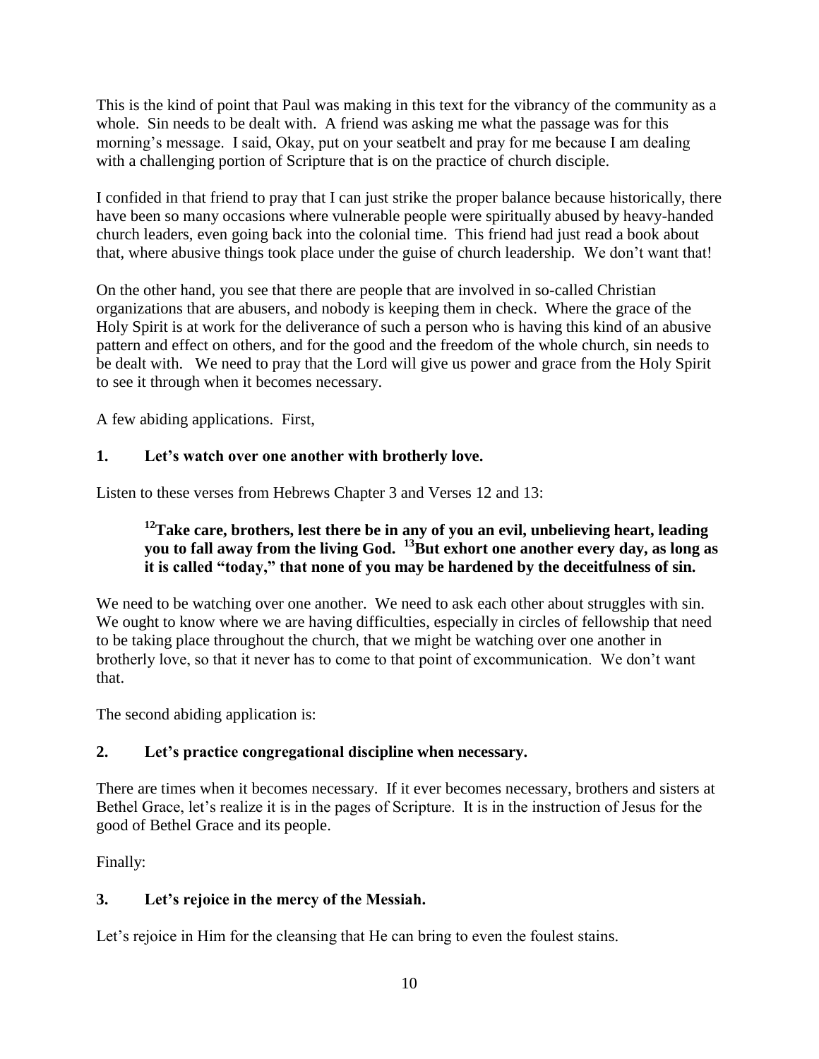This is the kind of point that Paul was making in this text for the vibrancy of the community as a whole. Sin needs to be dealt with. A friend was asking me what the passage was for this morning's message. I said, Okay, put on your seatbelt and pray for me because I am dealing with a challenging portion of Scripture that is on the practice of church disciple.

I confided in that friend to pray that I can just strike the proper balance because historically, there have been so many occasions where vulnerable people were spiritually abused by heavy-handed church leaders, even going back into the colonial time. This friend had just read a book about that, where abusive things took place under the guise of church leadership. We don't want that!

On the other hand, you see that there are people that are involved in so-called Christian organizations that are abusers, and nobody is keeping them in check. Where the grace of the Holy Spirit is at work for the deliverance of such a person who is having this kind of an abusive pattern and effect on others, and for the good and the freedom of the whole church, sin needs to be dealt with. We need to pray that the Lord will give us power and grace from the Holy Spirit to see it through when it becomes necessary.

A few abiding applications. First,

**1. Let's watch over one another with brotherly love.**

Listen to these verses from Hebrews Chapter 3 and Verses 12 and 13:

> **[12]Take care, brothers, lest there be in any of you an evil, unbelieving heart, leading you to fall away from the living God. [13]But exhort one another every day, as long as it is called "today," that none of you may be hardened by the deceitfulness of sin.**

We need to be watching over one another. We need to ask each other about struggles with sin. We ought to know where we are having difficulties, especially in circles of fellowship that need to be taking place throughout the church, that we might be watching over one another in brotherly love, so that it never has to come to that point of excommunication. We don't want that.

The second abiding application is:

**2. Let's practice congregational discipline when necessary.**

There are times when it becomes necessary. If it ever becomes necessary, brothers and sisters at Bethel Grace, let's realize it is in the pages of Scripture. It is in the instruction of Jesus for the good of Bethel Grace and its people.

Finally:

**3. Let's rejoice in the mercy of the Messiah.**

Let's rejoice in Him for the cleansing that He can bring to even the foulest stains.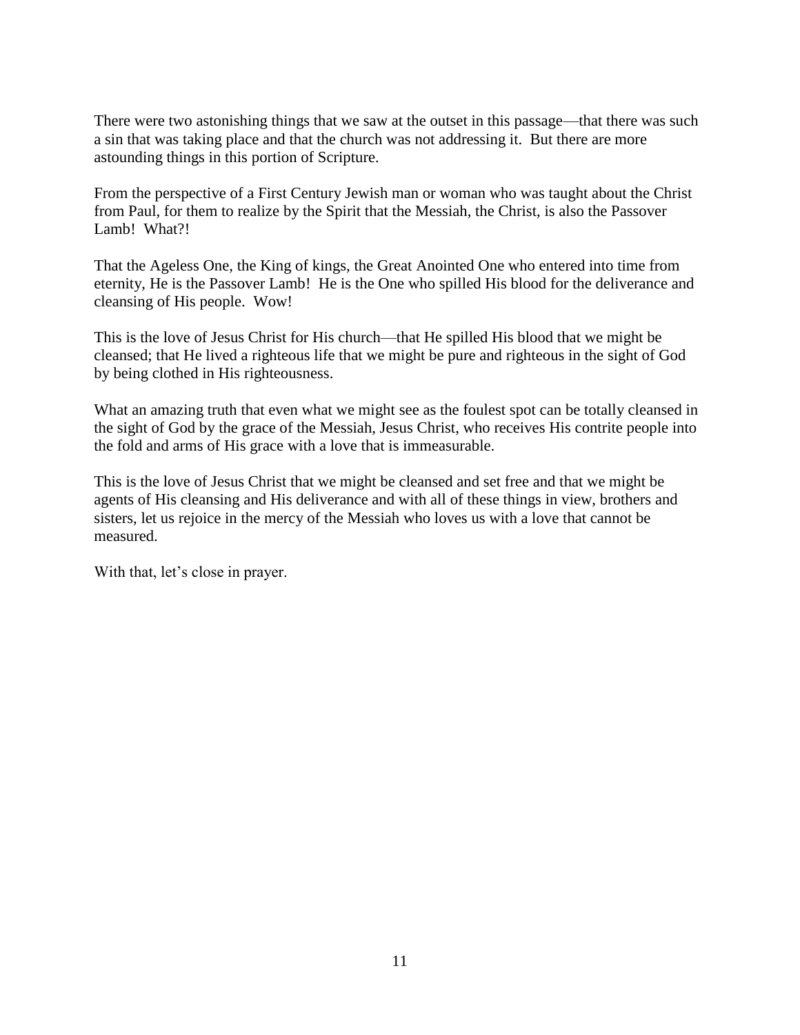There were two astonishing things that we saw at the outset in this passage—that there was such a sin that was taking place and that the church was not addressing it. But there are more astounding things in this portion of Scripture.

From the perspective of a First Century Jewish man or woman who was taught about the Christ from Paul, for them to realize by the Spirit that the Messiah, the Christ, is also the Passover Lamb! What?!

That the Ageless One, the King of kings, the Great Anointed One who entered into time from eternity, He is the Passover Lamb! He is the One who spilled His blood for the deliverance and cleansing of His people. Wow!

This is the love of Jesus Christ for His church—that He spilled His blood that we might be cleansed; that He lived a righteous life that we might be pure and righteous in the sight of God by being clothed in His righteousness.

What an amazing truth that even what we might see as the foulest spot can be totally cleansed in the sight of God by the grace of the Messiah, Jesus Christ, who receives His contrite people into the fold and arms of His grace with a love that is immeasurable.

This is the love of Jesus Christ that we might be cleansed and set free and that we might be agents of His cleansing and His deliverance and with all of these things in view, brothers and sisters, let us rejoice in the mercy of the Messiah who loves us with a love that cannot be measured.

With that, let's close in prayer.